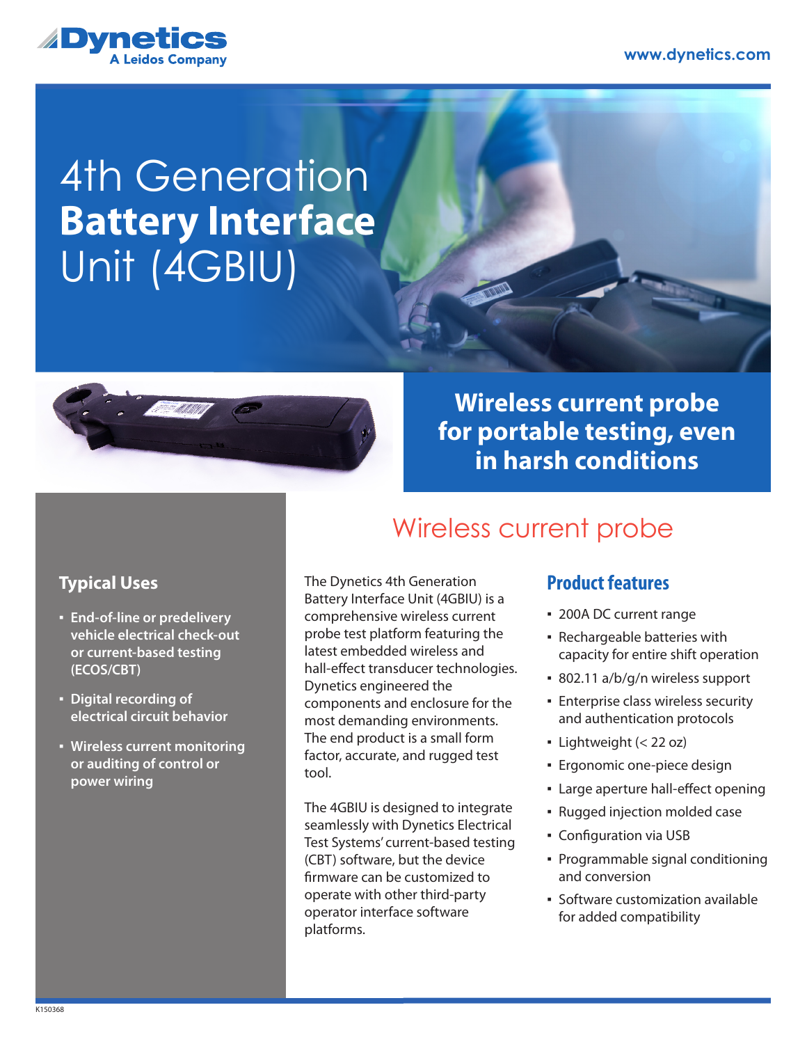Dynetics
A Leidos Company

www.dynetics.com

# 4th Generation **Battery Interface** Unit (4GBIU)

## Wireless current probe for portable testing, even in harsh conditions

## Wireless current probe

### Typical Uses

- End-of-line or predelivery vehicle electrical check-out or current-based testing (ECOS/CBT)
- Digital recording of electrical circuit behavior
- Wireless current monitoring or auditing of control or power wiring

The Dynetics 4th Generation Battery Interface Unit (4GBIU) is a comprehensive wireless current probe test platform featuring the latest embedded wireless and hall-effect transducer technologies. Dynetics engineered the components and enclosure for the most demanding environments. The end product is a small form factor, accurate, and rugged test tool.

The 4GBIU is designed to integrate seamlessly with Dynetics Electrical Test Systems' current-based testing (CBT) software, but the device firmware can be customized to operate with other third-party operator interface software platforms.

### Product features

- 200A DC current range
- Rechargeable batteries with capacity for entire shift operation
- 802.11 a/b/g/n wireless support
- Enterprise class wireless security and authentication protocols
- Lightweight (< 22 oz)
- Ergonomic one-piece design
- Large aperture hall-effect opening
- Rugged injection molded case
- Configuration via USB
- Programmable signal conditioning and conversion
- Software customization available for added compatibility

K150368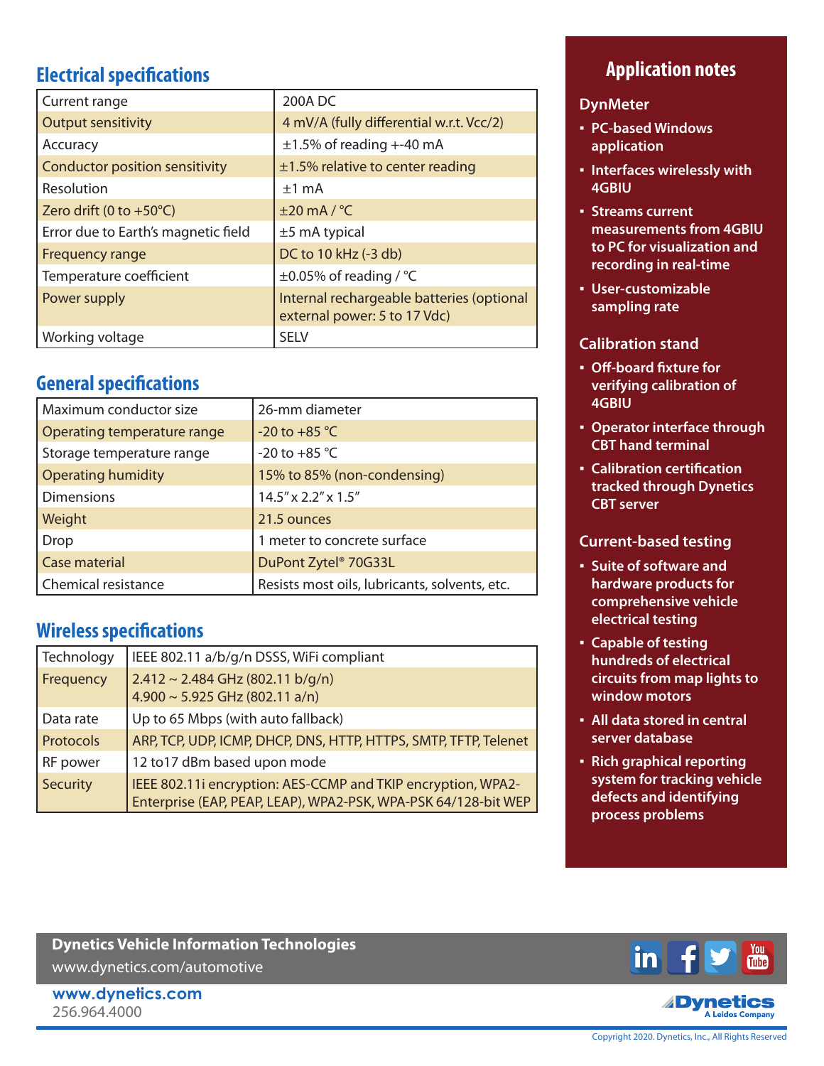## Electrical specifications

| | |
|---|---|
| Current range | 200A DC |
| Output sensitivity | 4 mV/A (fully differential w.r.t. Vcc/2) |
| Accuracy | ±1.5% of reading +-40 mA |
| Conductor position sensitivity | ±1.5% relative to center reading |
| Resolution | ±1 mA |
| Zero drift (0 to +50°C) | ±20 mA / °C |
| Error due to Earth's magnetic field | ±5 mA typical |
| Frequency range | DC to 10 kHz (-3 db) |
| Temperature coefficient | ±0.05% of reading / °C |
| Power supply | Internal rechargeable batteries (optional external power: 5 to 17 Vdc) |
| Working voltage | SELV |

## General specifications

| | |
|---|---|
| Maximum conductor size | 26-mm diameter |
| Operating temperature range | -20 to +85 °C |
| Storage temperature range | -20 to +85 °C |
| Operating humidity | 15% to 85% (non-condensing) |
| Dimensions | 14.5″ x 2.2″ x 1.5″ |
| Weight | 21.5 ounces |
| Drop | 1 meter to concrete surface |
| Case material | DuPont Zytel® 70G33L |
| Chemical resistance | Resists most oils, lubricants, solvents, etc. |

## Wireless specifications

| | |
|---|---|
| Technology | IEEE 802.11 a/b/g/n DSSS, WiFi compliant |
| Frequency | 2.412 ~ 2.484 GHz (802.11 b/g/n)<br>4.900 ~ 5.925 GHz (802.11 a/n) |
| Data rate | Up to 65 Mbps (with auto fallback) |
| Protocols | ARP, TCP, UDP, ICMP, DHCP, DNS, HTTP, HTTPS, SMTP, TFTP, Telenet |
| RF power | 12 to17 dBm based upon mode |
| Security | IEEE 802.11i encryption: AES-CCMP and TKIP encryption, WPA2-Enterprise (EAP, PEAP, LEAP), WPA2-PSK, WPA-PSK 64/128-bit WEP |

## Application notes

### DynMeter

- PC-based Windows application
- Interfaces wirelessly with 4GBIU
- Streams current measurements from 4GBIU to PC for visualization and recording in real-time
- User-customizable sampling rate

### Calibration stand

- Off-board fixture for verifying calibration of 4GBIU
- Operator interface through CBT hand terminal
- Calibration certification tracked through Dynetics CBT server

### Current-based testing

- Suite of software and hardware products for comprehensive vehicle electrical testing
- Capable of testing hundreds of electrical circuits from map lights to window motors
- All data stored in central server database
- Rich graphical reporting system for tracking vehicle defects and identifying process problems

**Dynetics Vehicle Information Technologies**
www.dynetics.com/automotive

**www.dynetics.com**
256.964.4000

Dynetics
A Leidos Company

Copyright 2020. Dynetics, Inc., All Rights Reserved